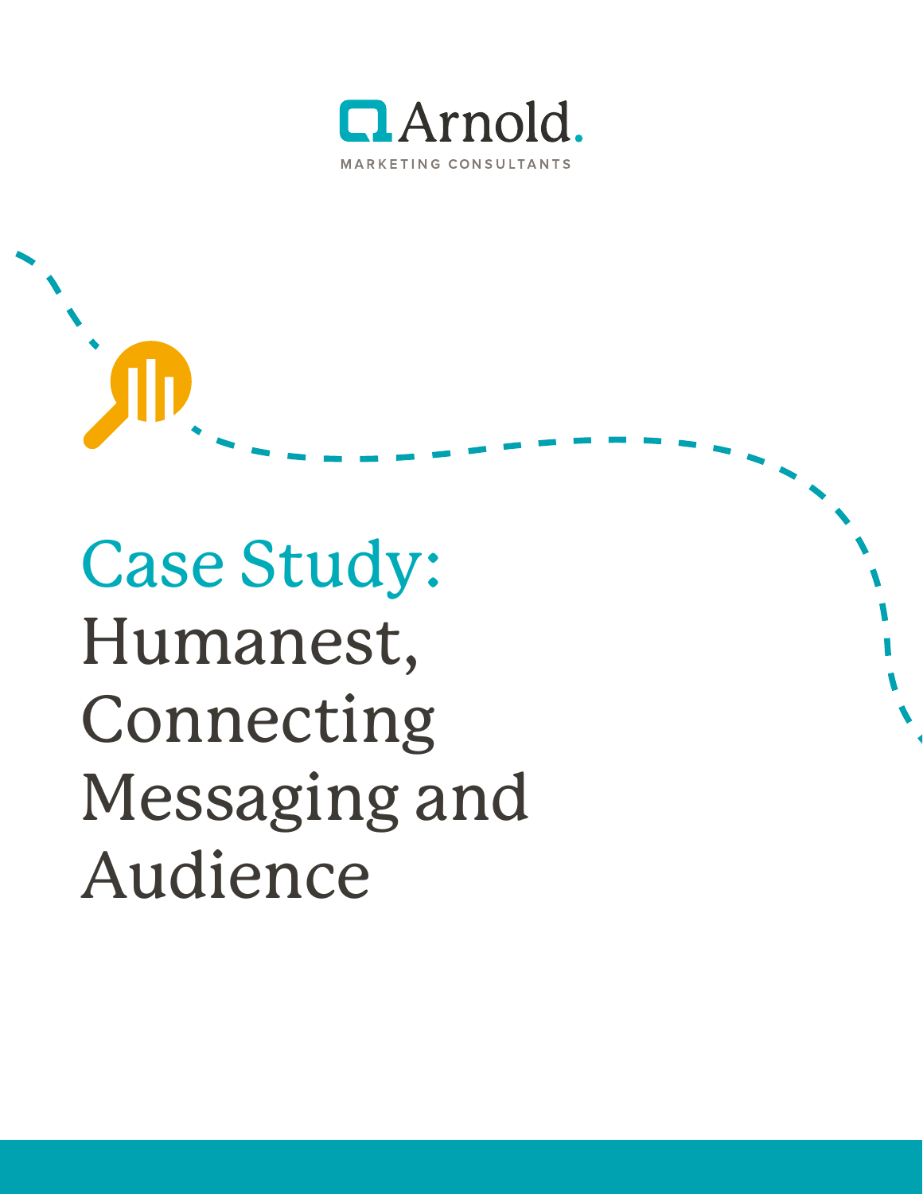Arnold.

MARKETING CONSULTANTS

# Case Study: Humanest, Connecting Messaging and Audience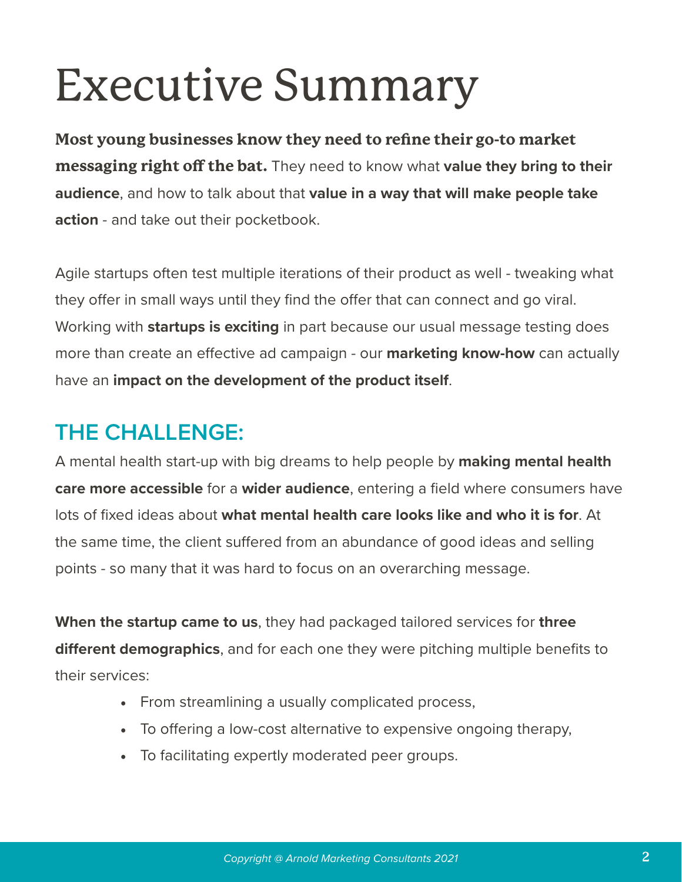# Executive Summary

**Most young businesses know they need to refine their go-to market messaging right off the bat.** They need to know what **value they bring to their audience**, and how to talk about that **value in a way that will make people take action** - and take out their pocketbook.

Agile startups often test multiple iterations of their product as well - tweaking what they offer in small ways until they find the offer that can connect and go viral. Working with **startups is exciting** in part because our usual message testing does more than create an effective ad campaign - our **marketing know-how** can actually have an **impact on the development of the product itself**.

## THE CHALLENGE:

A mental health start-up with big dreams to help people by **making mental health care more accessible** for a **wider audience**, entering a field where consumers have lots of fixed ideas about **what mental health care looks like and who it is for**. At the same time, the client suffered from an abundance of good ideas and selling points - so many that it was hard to focus on an overarching message.

**When the startup came to us**, they had packaged tailored services for **three different demographics**, and for each one they were pitching multiple benefits to their services:

- From streamlining a usually complicated process,
- To offering a low-cost alternative to expensive ongoing therapy,
- To facilitating expertly moderated peer groups.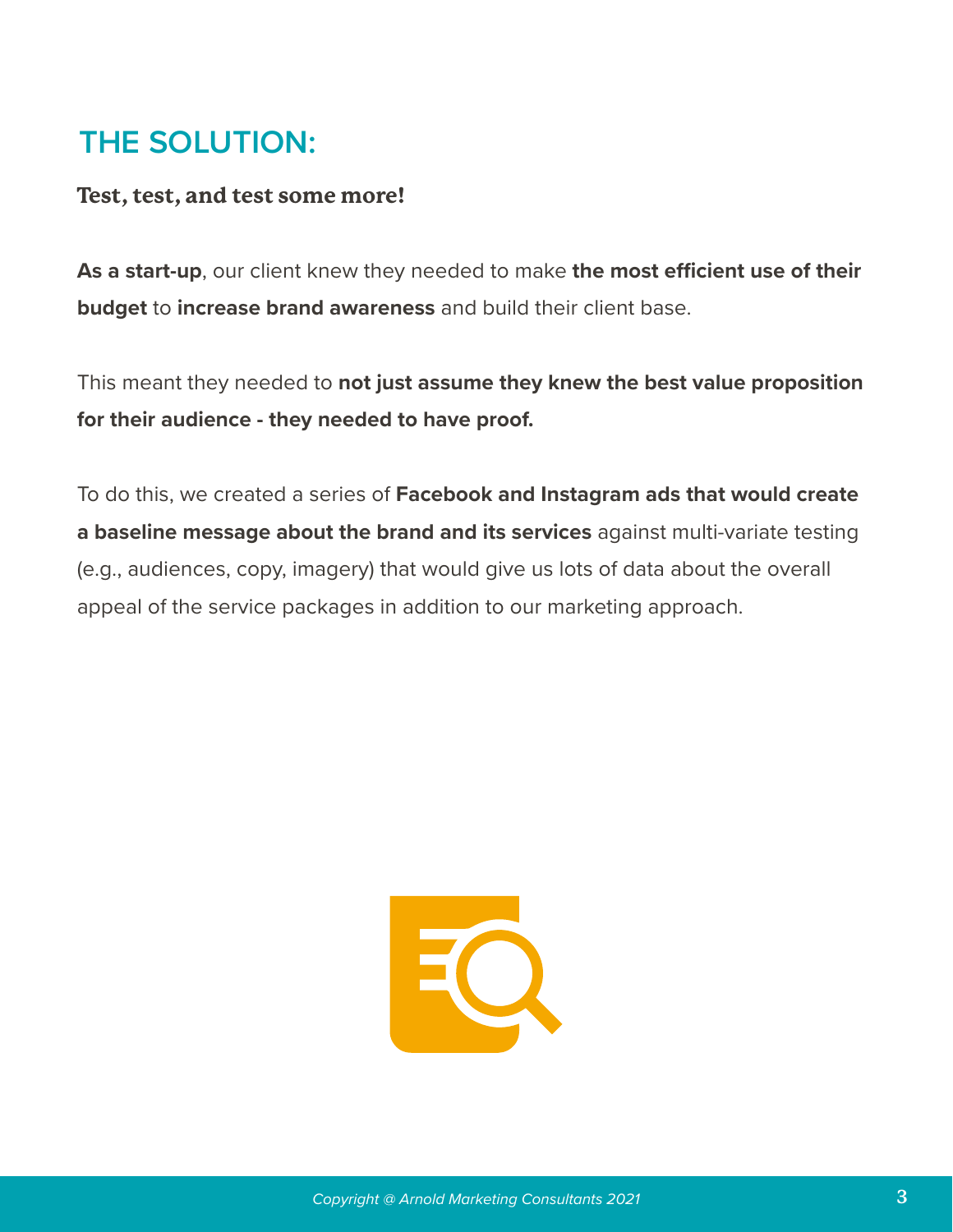## THE SOLUTION:

**Test, test, and test some more!**

**As a start-up**, our client knew they needed to make **the most efficient use of their budget** to **increase brand awareness** and build their client base.

This meant they needed to **not just assume they knew the best value proposition for their audience - they needed to have proof.**

To do this, we created a series of **Facebook and Instagram ads that would create a baseline message about the brand and its services** against multi-variate testing (e.g., audiences, copy, imagery) that would give us lots of data about the overall appeal of the service packages in addition to our marketing approach.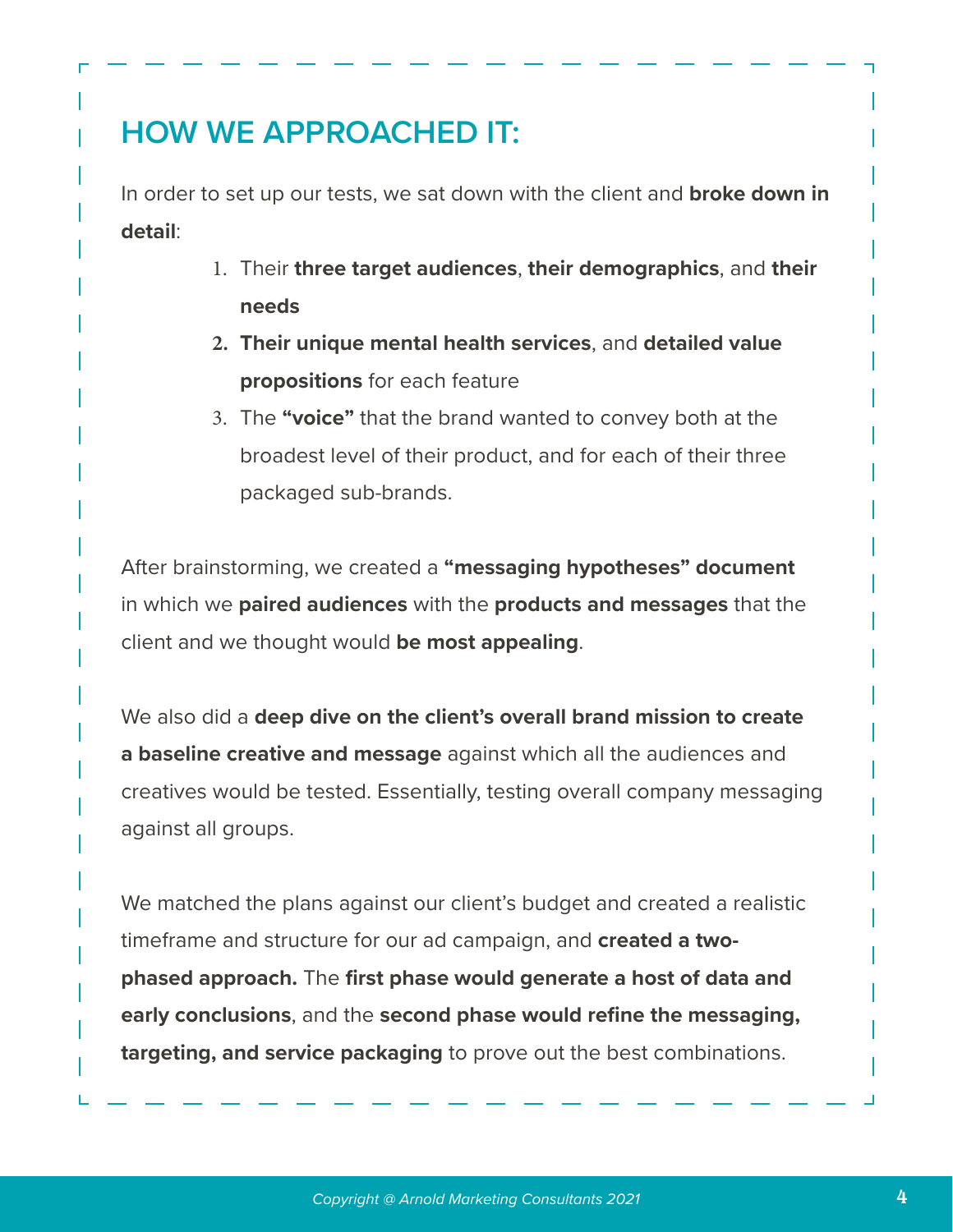## HOW WE APPROACHED IT:

In order to set up our tests, we sat down with the client and **broke down in detail**:

1. Their **three target audiences**, **their demographics**, and **their needs**
2. **Their unique mental health services**, and **detailed value propositions** for each feature
3. The **"voice"** that the brand wanted to convey both at the broadest level of their product, and for each of their three packaged sub-brands.

After brainstorming, we created a **"messaging hypotheses" document** in which we **paired audiences** with the **products and messages** that the client and we thought would **be most appealing**.

We also did a **deep dive on the client's overall brand mission to create a baseline creative and message** against which all the audiences and creatives would be tested. Essentially, testing overall company messaging against all groups.

We matched the plans against our client's budget and created a realistic timeframe and structure for our ad campaign, and **created a two-phased approach.** The **first phase would generate a host of data and early conclusions**, and the **second phase would refine the messaging, targeting, and service packaging** to prove out the best combinations.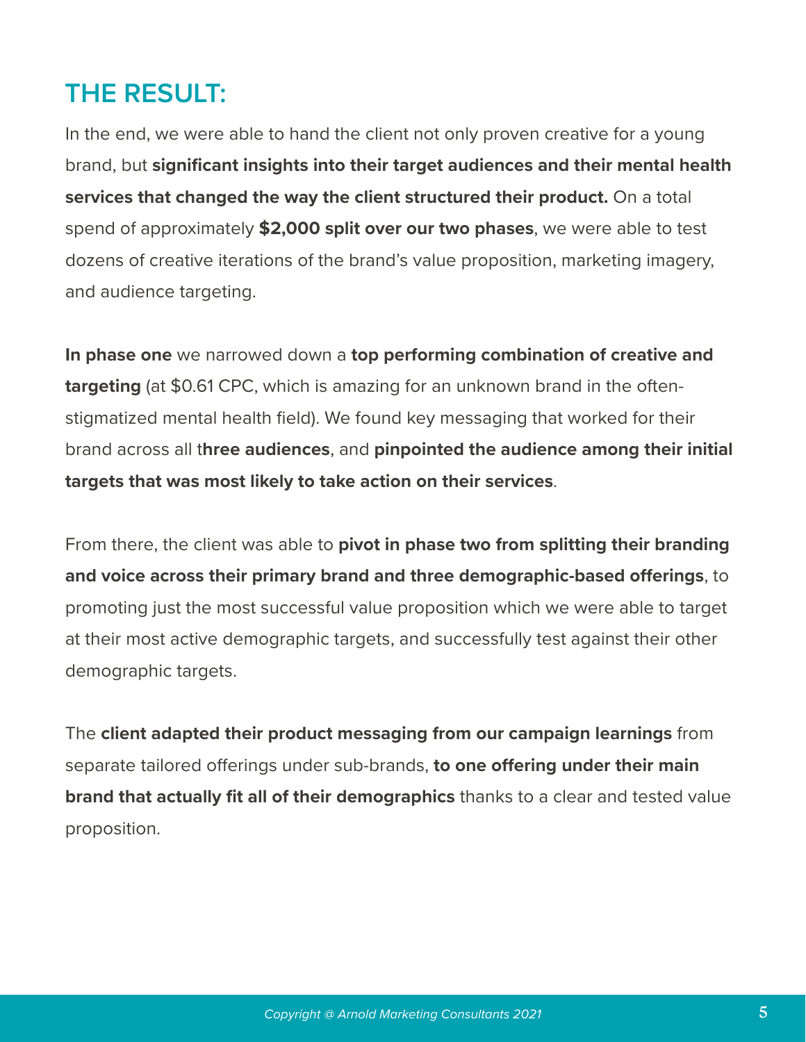## THE RESULT:

In the end, we were able to hand the client not only proven creative for a young brand, but **significant insights into their target audiences and their mental health services that changed the way the client structured their product.** On a total spend of approximately **$2,000 split over our two phases**, we were able to test dozens of creative iterations of the brand's value proposition, marketing imagery, and audience targeting.

**In phase one** we narrowed down a **top performing combination of creative and targeting** (at $0.61 CPC, which is amazing for an unknown brand in the often-stigmatized mental health field). We found key messaging that worked for their brand across all t**hree audiences**, and **pinpointed the audience among their initial targets that was most likely to take action on their services**.

From there, the client was able to **pivot in phase two from splitting their branding and voice across their primary brand and three demographic-based offerings**, to promoting just the most successful value proposition which we were able to target at their most active demographic targets, and successfully test against their other demographic targets.

The **client adapted their product messaging from our campaign learnings** from separate tailored offerings under sub-brands, **to one offering under their main brand that actually fit all of their demographics** thanks to a clear and tested value proposition.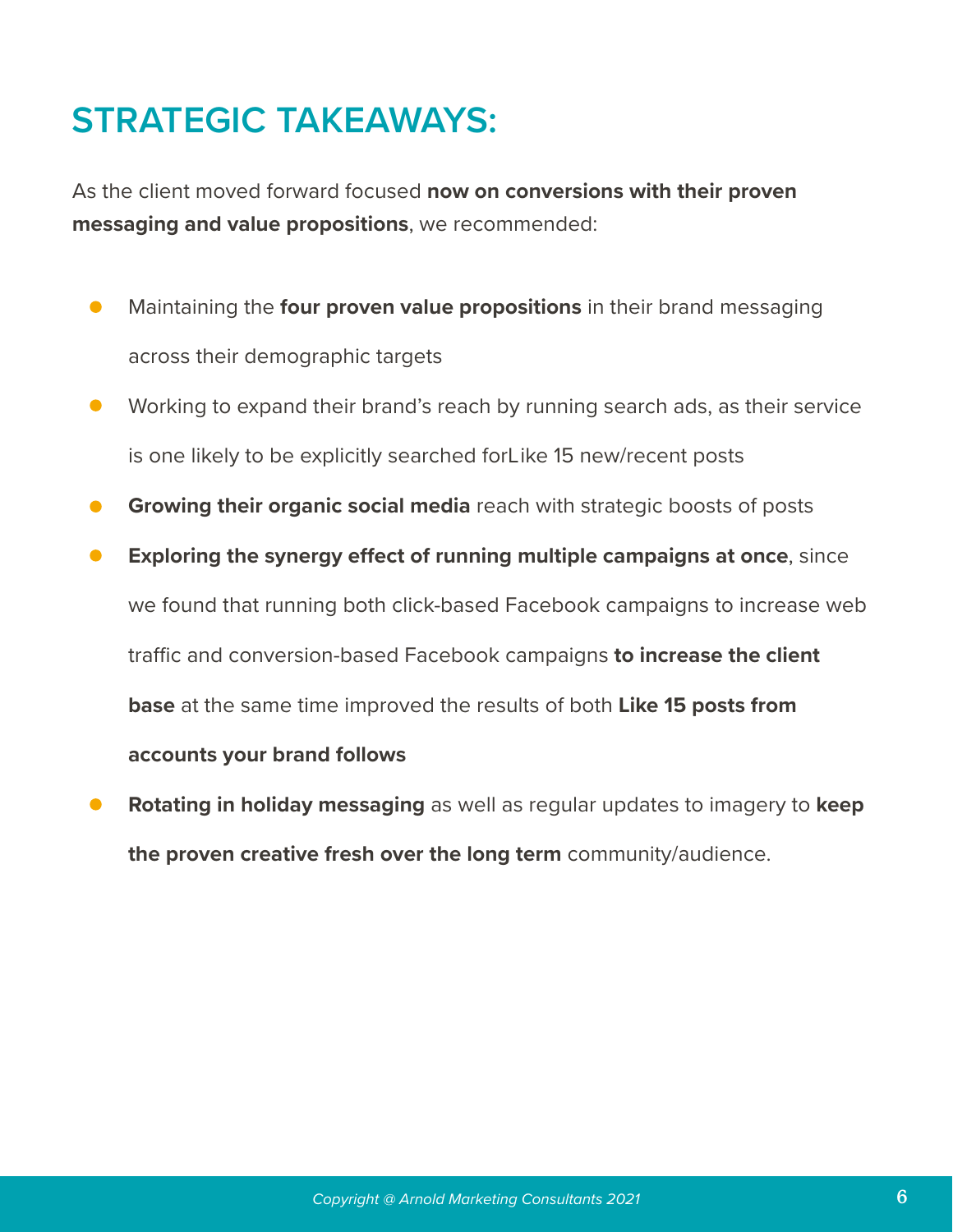# STRATEGIC TAKEAWAYS:

As the client moved forward focused **now on conversions with their proven messaging and value propositions**, we recommended:

- Maintaining the **four proven value propositions** in their brand messaging across their demographic targets
- Working to expand their brand's reach by running search ads, as their service is one likely to be explicitly searched forLike 15 new/recent posts
- **Growing their organic social media** reach with strategic boosts of posts
- **Exploring the synergy effect of running multiple campaigns at once**, since we found that running both click-based Facebook campaigns to increase web traffic and conversion-based Facebook campaigns **to increase the client base** at the same time improved the results of both **Like 15 posts from accounts your brand follows**
- **Rotating in holiday messaging** as well as regular updates to imagery to **keep the proven creative fresh over the long term** community/audience.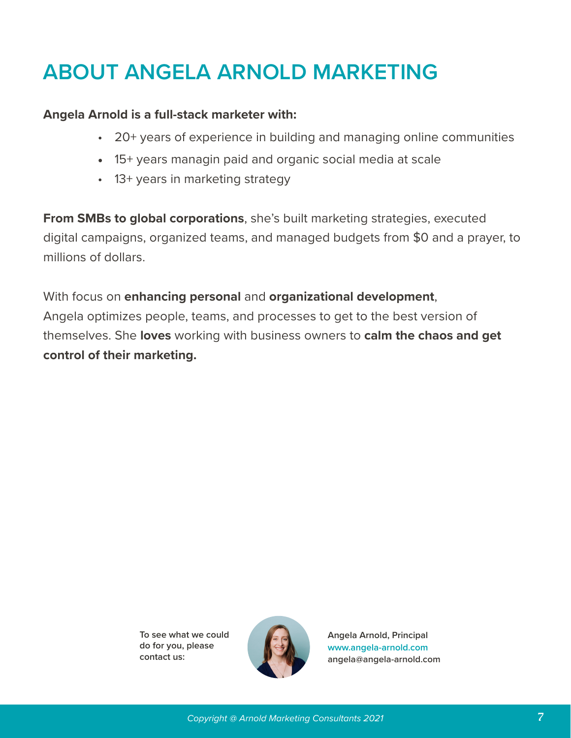# ABOUT ANGELA ARNOLD MARKETING

**Angela Arnold is a full-stack marketer with:**

- 20+ years of experience in building and managing online communities
- 15+ years managin paid and organic social media at scale
- 13+ years in marketing strategy

**From SMBs to global corporations**, she's built marketing strategies, executed digital campaigns, organized teams, and managed budgets from $0 and a prayer, to millions of dollars.

With focus on **enhancing personal** and **organizational development**, Angela optimizes people, teams, and processes to get to the best version of themselves. She **loves** working with business owners to **calm the chaos and get control of their marketing.**

To see what we could do for you, please contact us:

Angela Arnold, Principal
www.angela-arnold.com
angela@angela-arnold.com

*Copyright @ Arnold Marketing Consultants 2021*